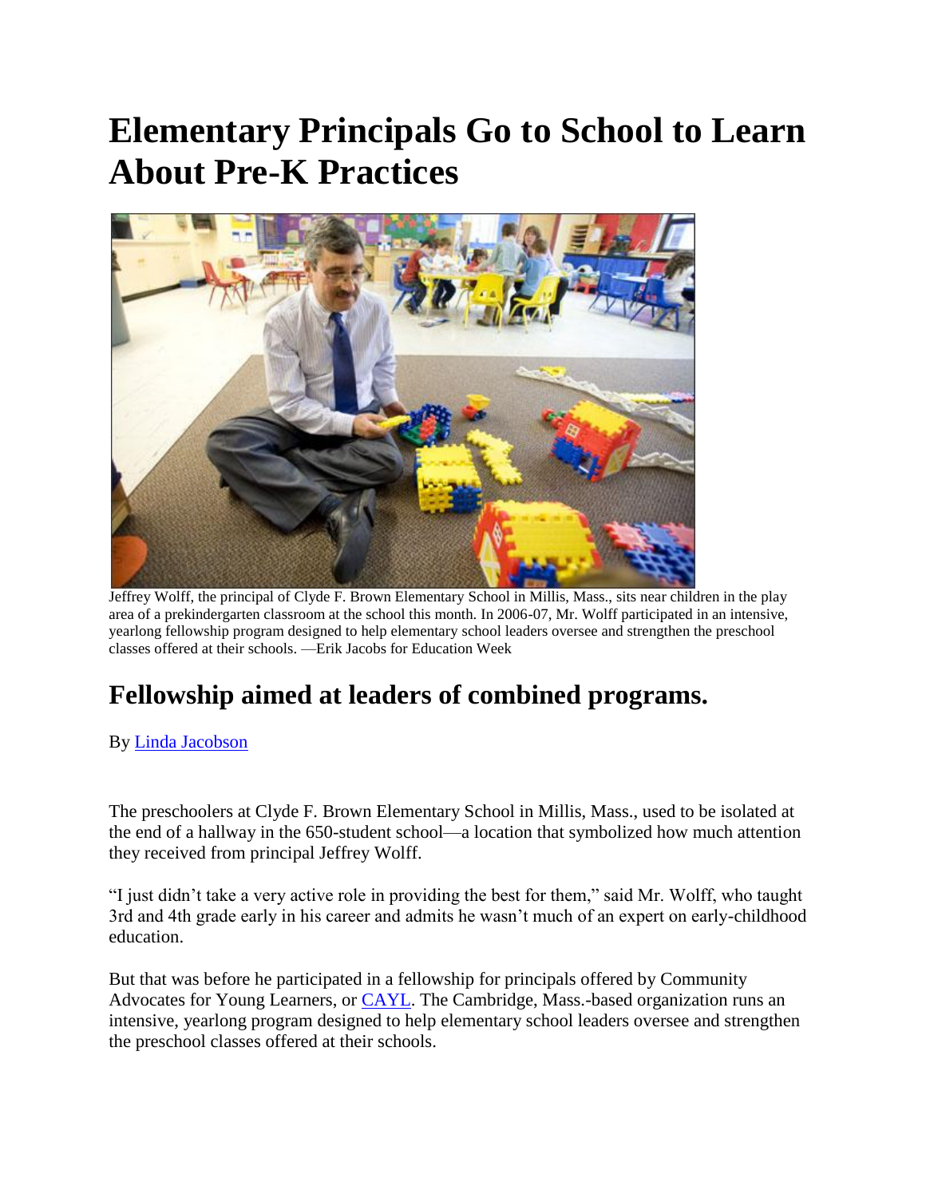# Elementary Principals Go to School to Learn About Pre-K Practices

Jeffrey Wolff, the principal of Clyde F. Brown Elementary School in Millis, Mass., sits near children in the play area of a prekindergarten classroom at the school this month. In 2006-07, Mr. Wolff participated in an intensive, yearlong fellowship program designed to help elementary school leaders oversee and strengthen the preschool classes offered at their schools. —Erik Jacobs for Education Week

## Fellowship aimed at leaders of combined programs.

By Linda Jacobson

The preschoolers at Clyde F. Brown Elementary School in Millis, Mass., used to be isolated at the end of a hallway in the 650-student school—a location that symbolized how much attention they received from principal Jeffrey Wolff.

"I just didn't take a very active role in providing the best for them," said Mr. Wolff, who taught 3rd and 4th grade early in his career and admits he wasn't much of an expert on early-childhood education.

But that was before he participated in a fellowship for principals offered by Community Advocates for Young Learners, or CAYL. The Cambridge, Mass.-based organization runs an intensive, yearlong program designed to help elementary school leaders oversee and strengthen the preschool classes offered at their schools.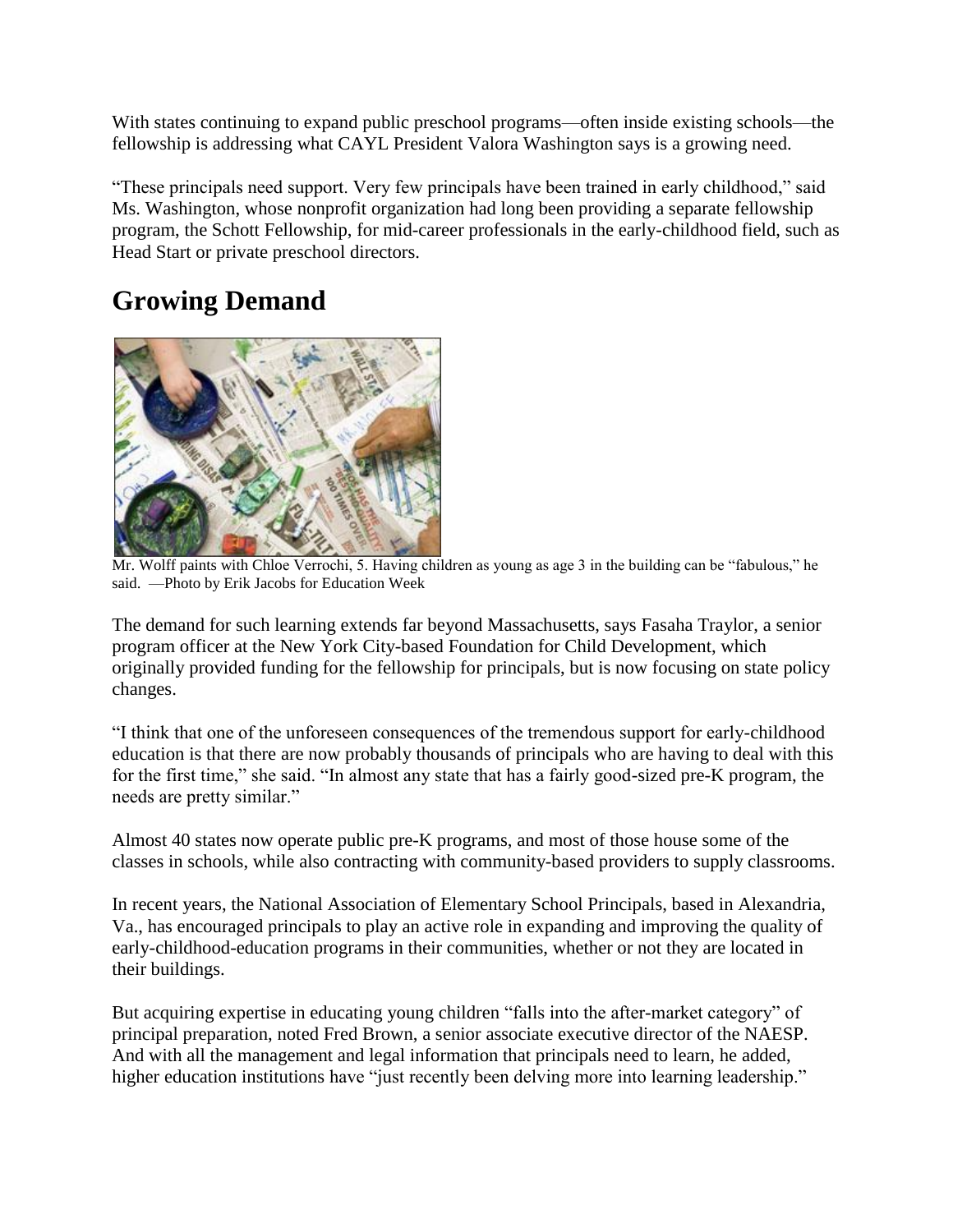With states continuing to expand public preschool programs—often inside existing schools—the fellowship is addressing what CAYL President Valora Washington says is a growing need.

"These principals need support. Very few principals have been trained in early childhood," said Ms. Washington, whose nonprofit organization had long been providing a separate fellowship program, the Schott Fellowship, for mid-career professionals in the early-childhood field, such as Head Start or private preschool directors.

## Growing Demand

Mr. Wolff paints with Chloe Verrochi, 5. Having children as young as age 3 in the building can be "fabulous," he said. —Photo by Erik Jacobs for Education Week

The demand for such learning extends far beyond Massachusetts, says Fasaha Traylor, a senior program officer at the New York City-based Foundation for Child Development, which originally provided funding for the fellowship for principals, but is now focusing on state policy changes.

"I think that one of the unforeseen consequences of the tremendous support for early-childhood education is that there are now probably thousands of principals who are having to deal with this for the first time," she said. "In almost any state that has a fairly good-sized pre-K program, the needs are pretty similar."

Almost 40 states now operate public pre-K programs, and most of those house some of the classes in schools, while also contracting with community-based providers to supply classrooms.

In recent years, the National Association of Elementary School Principals, based in Alexandria, Va., has encouraged principals to play an active role in expanding and improving the quality of early-childhood-education programs in their communities, whether or not they are located in their buildings.

But acquiring expertise in educating young children "falls into the after-market category" of principal preparation, noted Fred Brown, a senior associate executive director of the NAESP. And with all the management and legal information that principals need to learn, he added, higher education institutions have "just recently been delving more into learning leadership."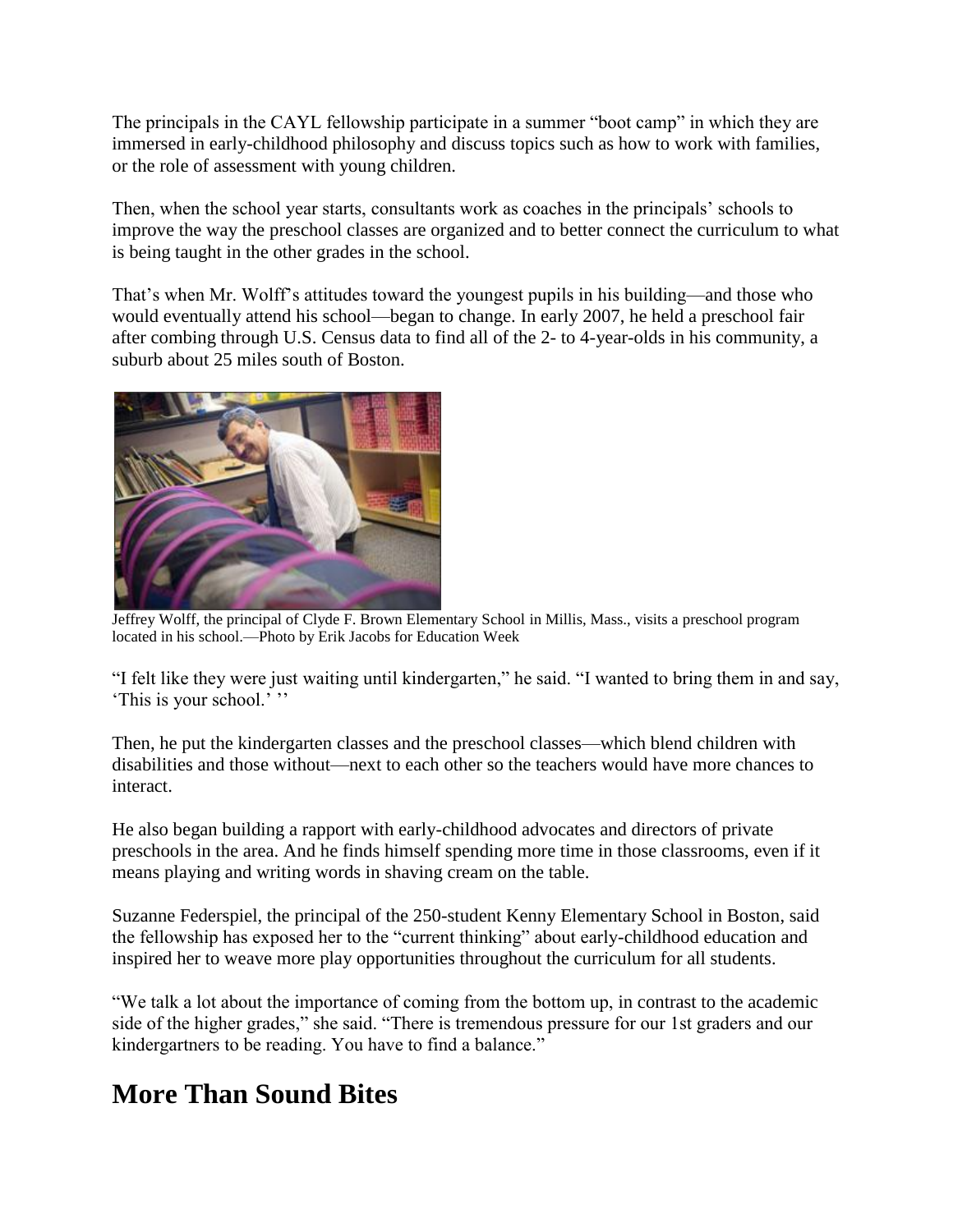The principals in the CAYL fellowship participate in a summer "boot camp" in which they are immersed in early-childhood philosophy and discuss topics such as how to work with families, or the role of assessment with young children.

Then, when the school year starts, consultants work as coaches in the principals' schools to improve the way the preschool classes are organized and to better connect the curriculum to what is being taught in the other grades in the school.

That's when Mr. Wolff's attitudes toward the youngest pupils in his building—and those who would eventually attend his school—began to change. In early 2007, he held a preschool fair after combing through U.S. Census data to find all of the 2- to 4-year-olds in his community, a suburb about 25 miles south of Boston.

Jeffrey Wolff, the principal of Clyde F. Brown Elementary School in Millis, Mass., visits a preschool program located in his school.—Photo by Erik Jacobs for Education Week

"I felt like they were just waiting until kindergarten," he said. "I wanted to bring them in and say, 'This is your school.' ''

Then, he put the kindergarten classes and the preschool classes—which blend children with disabilities and those without—next to each other so the teachers would have more chances to interact.

He also began building a rapport with early-childhood advocates and directors of private preschools in the area. And he finds himself spending more time in those classrooms, even if it means playing and writing words in shaving cream on the table.

Suzanne Federspiel, the principal of the 250-student Kenny Elementary School in Boston, said the fellowship has exposed her to the "current thinking" about early-childhood education and inspired her to weave more play opportunities throughout the curriculum for all students.

"We talk a lot about the importance of coming from the bottom up, in contrast to the academic side of the higher grades," she said. "There is tremendous pressure for our 1st graders and our kindergartners to be reading. You have to find a balance."

## More Than Sound Bites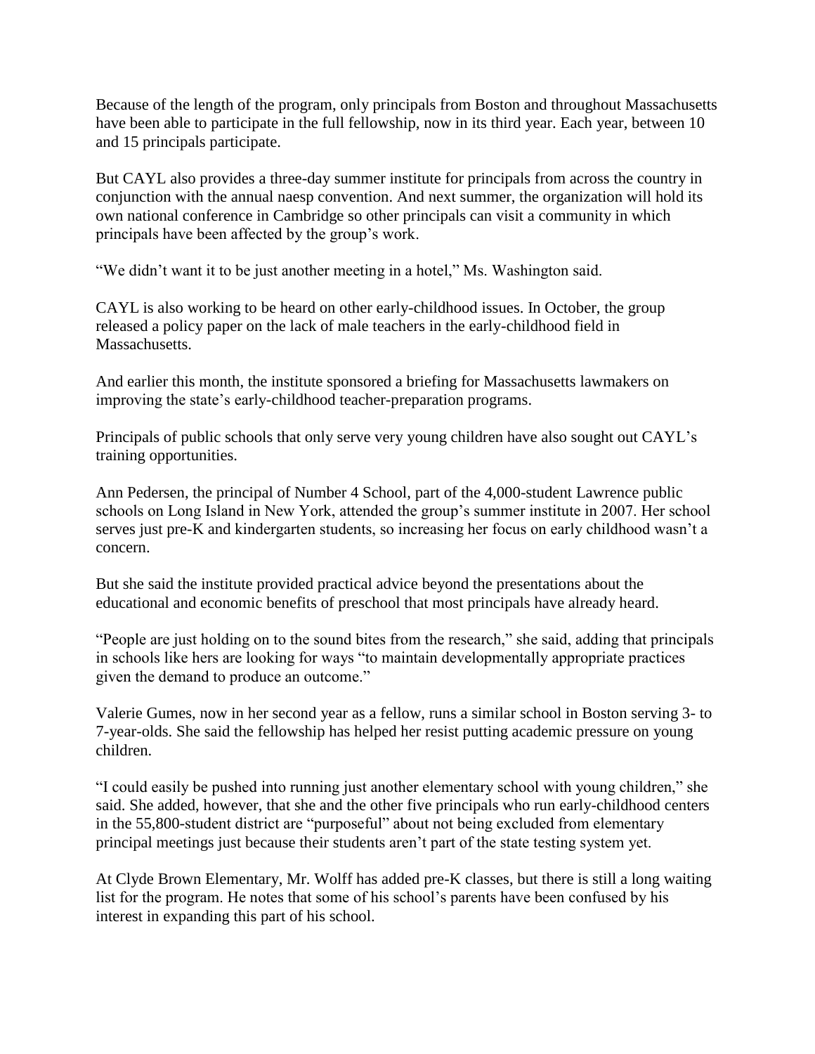Because of the length of the program, only principals from Boston and throughout Massachusetts have been able to participate in the full fellowship, now in its third year. Each year, between 10 and 15 principals participate.

But CAYL also provides a three-day summer institute for principals from across the country in conjunction with the annual naesp convention. And next summer, the organization will hold its own national conference in Cambridge so other principals can visit a community in which principals have been affected by the group's work.

"We didn't want it to be just another meeting in a hotel," Ms. Washington said.

CAYL is also working to be heard on other early-childhood issues. In October, the group released a policy paper on the lack of male teachers in the early-childhood field in Massachusetts.

And earlier this month, the institute sponsored a briefing for Massachusetts lawmakers on improving the state's early-childhood teacher-preparation programs.

Principals of public schools that only serve very young children have also sought out CAYL's training opportunities.

Ann Pedersen, the principal of Number 4 School, part of the 4,000-student Lawrence public schools on Long Island in New York, attended the group's summer institute in 2007. Her school serves just pre-K and kindergarten students, so increasing her focus on early childhood wasn't a concern.

But she said the institute provided practical advice beyond the presentations about the educational and economic benefits of preschool that most principals have already heard.

"People are just holding on to the sound bites from the research," she said, adding that principals in schools like hers are looking for ways "to maintain developmentally appropriate practices given the demand to produce an outcome."

Valerie Gumes, now in her second year as a fellow, runs a similar school in Boston serving 3- to 7-year-olds. She said the fellowship has helped her resist putting academic pressure on young children.

"I could easily be pushed into running just another elementary school with young children," she said. She added, however, that she and the other five principals who run early-childhood centers in the 55,800-student district are "purposeful" about not being excluded from elementary principal meetings just because their students aren't part of the state testing system yet.

At Clyde Brown Elementary, Mr. Wolff has added pre-K classes, but there is still a long waiting list for the program. He notes that some of his school's parents have been confused by his interest in expanding this part of his school.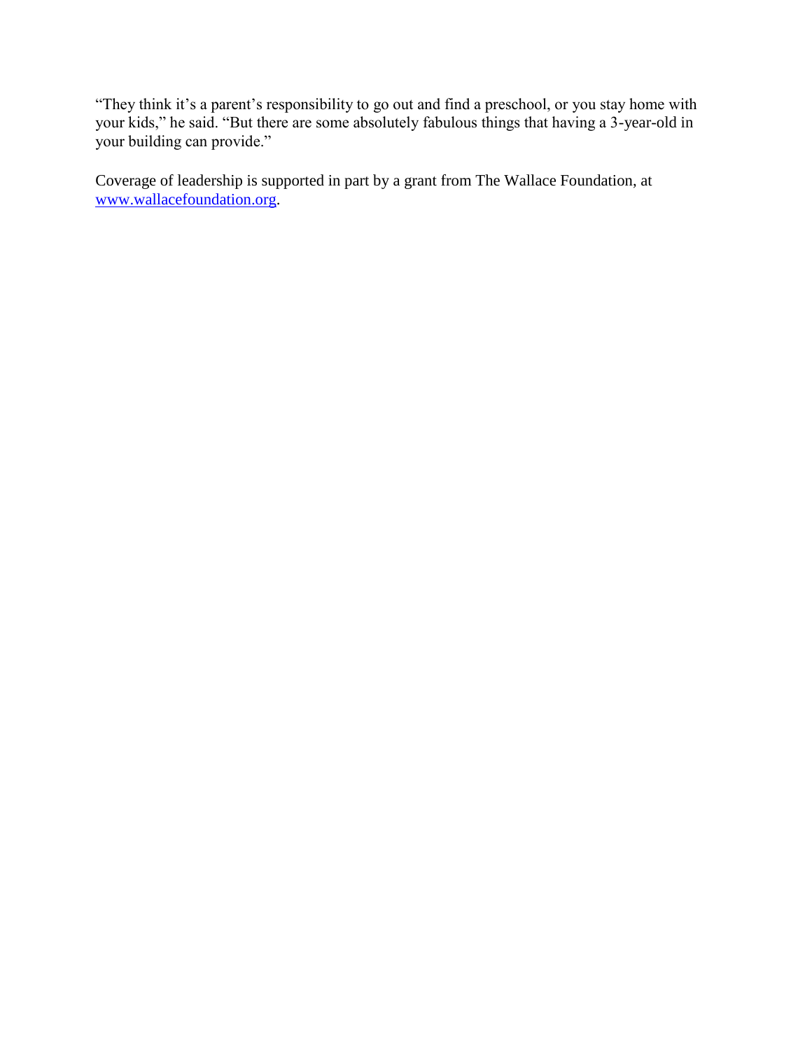"They think it's a parent's responsibility to go out and find a preschool, or you stay home with your kids," he said. "But there are some absolutely fabulous things that having a 3-year-old in your building can provide."

Coverage of leadership is supported in part by a grant from The Wallace Foundation, at [www.wallacefoundation.org](http://www.wallacefoundation.org).